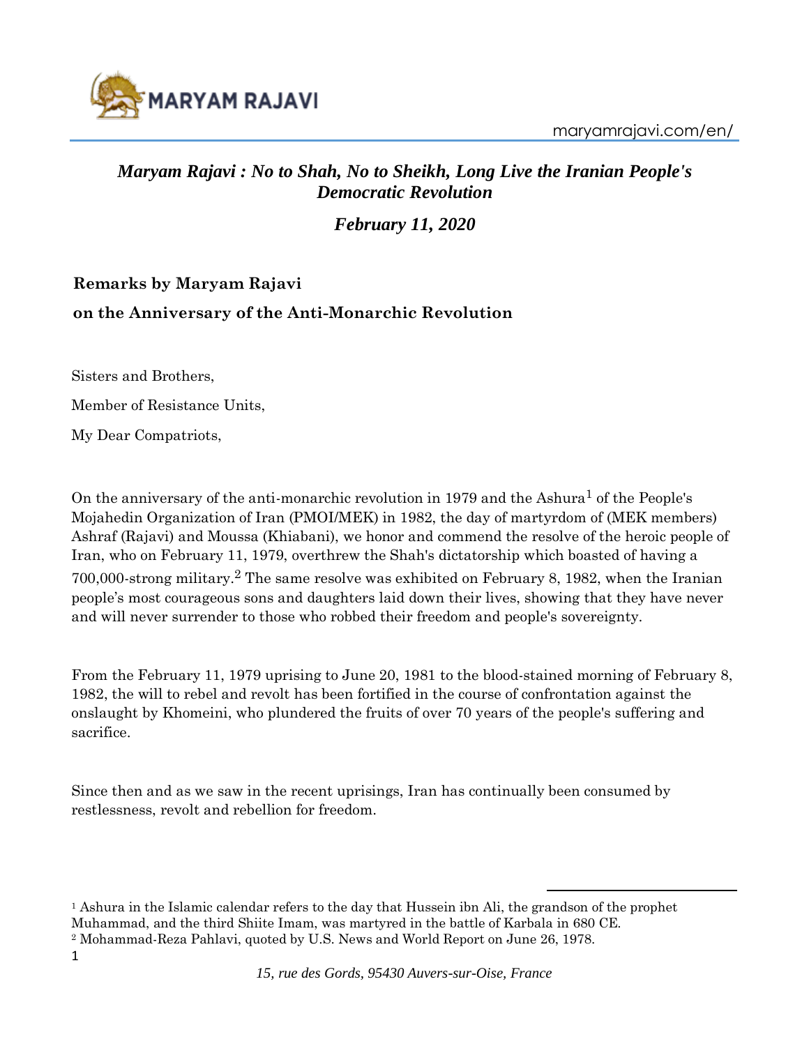# *Maryam Rajavi : No to Shah, No to Sheikh, Long Live the Iranian People's Democratic Revolution*

### *February 11, 2020*

**Remarks by Maryam Rajavi**

**on the Anniversary of the Anti-Monarchic Revolution**

Sisters and Brothers,

Member of Resistance Units,

My Dear Compatriots,

On the anniversary of the anti-monarchic revolution in 1979 and the Ashura[1] of the People's Mojahedin Organization of Iran (PMOI/MEK) in 1982, the day of martyrdom of (MEK members) Ashraf (Rajavi) and Moussa (Khiabani), we honor and commend the resolve of the heroic people of Iran, who on February 11, 1979, overthrew the Shah's dictatorship which boasted of having a 700,000-strong military.[2] The same resolve was exhibited on February 8, 1982, when the Iranian people's most courageous sons and daughters laid down their lives, showing that they have never and will never surrender to those who robbed their freedom and people's sovereignty.

From the February 11, 1979 uprising to June 20, 1981 to the blood-stained morning of February 8, 1982, the will to rebel and revolt has been fortified in the course of confrontation against the onslaught by Khomeini, who plundered the fruits of over 70 years of the people's suffering and sacrifice.

Since then and as we saw in the recent uprisings, Iran has continually been consumed by restlessness, revolt and rebellion for freedom.

---

[1] Ashura in the Islamic calendar refers to the day that Hussein ibn Ali, the grandson of the prophet Muhammad, and the third Shiite Imam, was martyred in the battle of Karbala in 680 CE.

[2] Mohammad-Reza Pahlavi, quoted by U.S. News and World Report on June 26, 1978.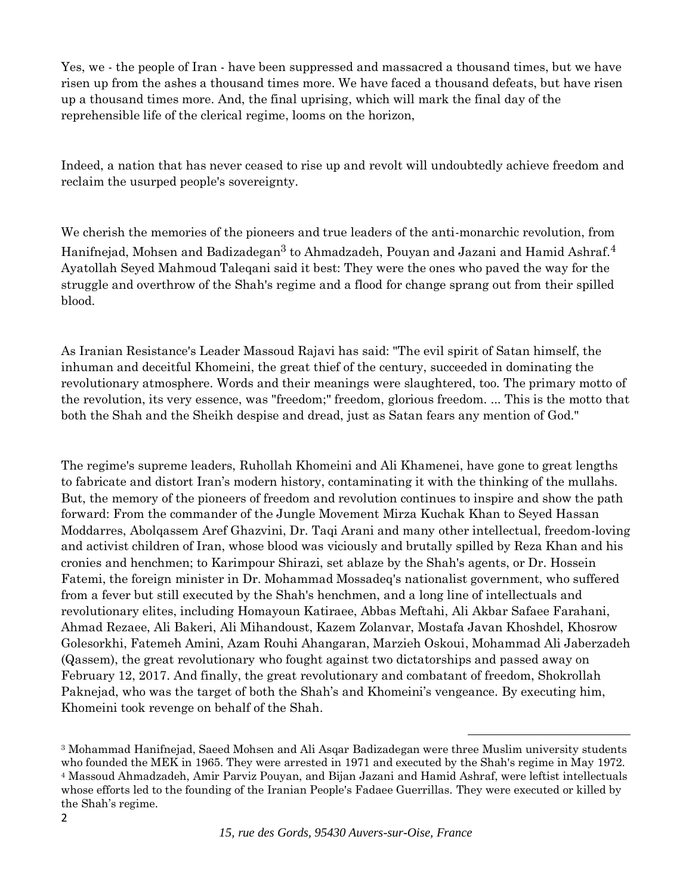Yes, we - the people of Iran - have been suppressed and massacred a thousand times, but we have risen up from the ashes a thousand times more. We have faced a thousand defeats, but have risen up a thousand times more. And, the final uprising, which will mark the final day of the reprehensible life of the clerical regime, looms on the horizon,

Indeed, a nation that has never ceased to rise up and revolt will undoubtedly achieve freedom and reclaim the usurped people's sovereignty.

We cherish the memories of the pioneers and true leaders of the anti-monarchic revolution, from Hanifnejad, Mohsen and Badizadegan[3] to Ahmadzadeh, Pouyan and Jazani and Hamid Ashraf.[4] Ayatollah Seyed Mahmoud Taleqani said it best: They were the ones who paved the way for the struggle and overthrow of the Shah's regime and a flood for change sprang out from their spilled blood.

As Iranian Resistance's Leader Massoud Rajavi has said: "The evil spirit of Satan himself, the inhuman and deceitful Khomeini, the great thief of the century, succeeded in dominating the revolutionary atmosphere. Words and their meanings were slaughtered, too. The primary motto of the revolution, its very essence, was "freedom;" freedom, glorious freedom. ... This is the motto that both the Shah and the Sheikh despise and dread, just as Satan fears any mention of God."

The regime's supreme leaders, Ruhollah Khomeini and Ali Khamenei, have gone to great lengths to fabricate and distort Iran's modern history, contaminating it with the thinking of the mullahs. But, the memory of the pioneers of freedom and revolution continues to inspire and show the path forward: From the commander of the Jungle Movement Mirza Kuchak Khan to Seyed Hassan Moddarres, Abolqassem Aref Ghazvini, Dr. Taqi Arani and many other intellectual, freedom-loving and activist children of Iran, whose blood was viciously and brutally spilled by Reza Khan and his cronies and henchmen; to Karimpour Shirazi, set ablaze by the Shah's agents, or Dr. Hossein Fatemi, the foreign minister in Dr. Mohammad Mossadeq's nationalist government, who suffered from a fever but still executed by the Shah's henchmen, and a long line of intellectuals and revolutionary elites, including Homayoun Katiraee, Abbas Meftahi, Ali Akbar Safaee Farahani, Ahmad Rezaee, Ali Bakeri, Ali Mihandoust, Kazem Zolanvar, Mostafa Javan Khoshdel, Khosrow Golesorkhi, Fatemeh Amini, Azam Rouhi Ahangaran, Marzieh Oskoui, Mohammad Ali Jaberzadeh (Qassem), the great revolutionary who fought against two dictatorships and passed away on February 12, 2017. And finally, the great revolutionary and combatant of freedom, Shokrollah Paknejad, who was the target of both the Shah's and Khomeini's vengeance. By executing him, Khomeini took revenge on behalf of the Shah.

---

[3] Mohammad Hanifnejad, Saeed Mohsen and Ali Asqar Badizadegan were three Muslim university students who founded the MEK in 1965. They were arrested in 1971 and executed by the Shah's regime in May 1972.

[4] Massoud Ahmadzadeh, Amir Parviz Pouyan, and Bijan Jazani and Hamid Ashraf, were leftist intellectuals whose efforts led to the founding of the Iranian People's Fadaee Guerrillas. They were executed or killed by the Shah's regime.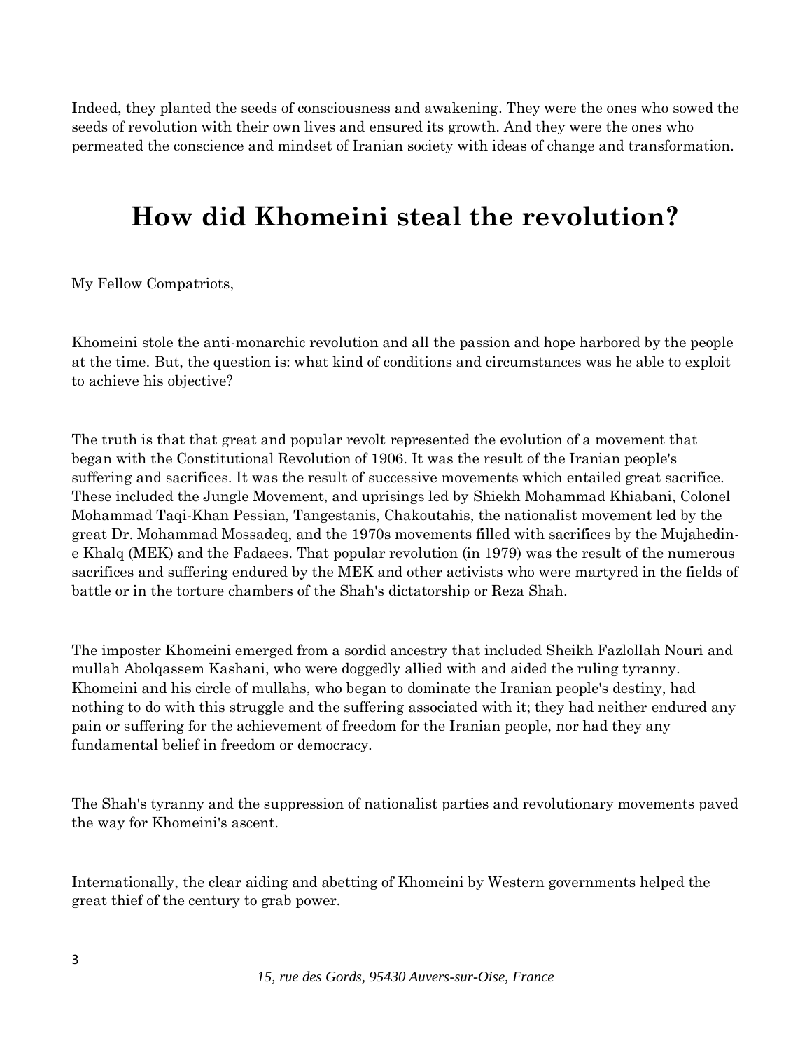Indeed, they planted the seeds of consciousness and awakening. They were the ones who sowed the seeds of revolution with their own lives and ensured its growth. And they were the ones who permeated the conscience and mindset of Iranian society with ideas of change and transformation.

# How did Khomeini steal the revolution?

My Fellow Compatriots,

Khomeini stole the anti-monarchic revolution and all the passion and hope harbored by the people at the time. But, the question is: what kind of conditions and circumstances was he able to exploit to achieve his objective?

The truth is that that great and popular revolt represented the evolution of a movement that began with the Constitutional Revolution of 1906. It was the result of the Iranian people's suffering and sacrifices. It was the result of successive movements which entailed great sacrifice. These included the Jungle Movement, and uprisings led by Shiekh Mohammad Khiabani, Colonel Mohammad Taqi-Khan Pessian, Tangestanis, Chakoutahis, the nationalist movement led by the great Dr. Mohammad Mossadeq, and the 1970s movements filled with sacrifices by the Mujahedin-e Khalq (MEK) and the Fadaees. That popular revolution (in 1979) was the result of the numerous sacrifices and suffering endured by the MEK and other activists who were martyred in the fields of battle or in the torture chambers of the Shah's dictatorship or Reza Shah.

The imposter Khomeini emerged from a sordid ancestry that included Sheikh Fazlollah Nouri and mullah Abolqassem Kashani, who were doggedly allied with and aided the ruling tyranny. Khomeini and his circle of mullahs, who began to dominate the Iranian people's destiny, had nothing to do with this struggle and the suffering associated with it; they had neither endured any pain or suffering for the achievement of freedom for the Iranian people, nor had they any fundamental belief in freedom or democracy.

The Shah's tyranny and the suppression of nationalist parties and revolutionary movements paved the way for Khomeini's ascent.

Internationally, the clear aiding and abetting of Khomeini by Western governments helped the great thief of the century to grab power.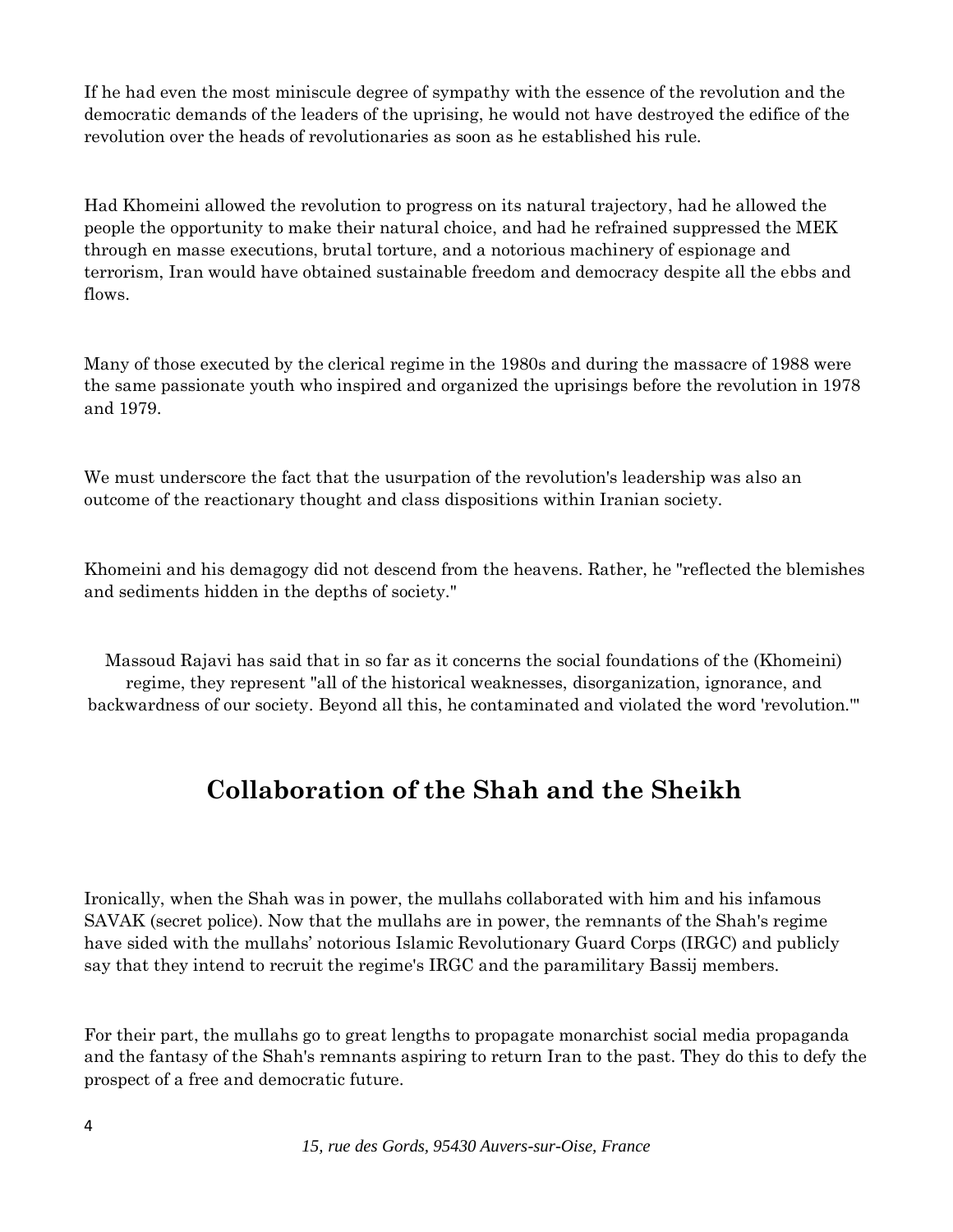If he had even the most miniscule degree of sympathy with the essence of the revolution and the democratic demands of the leaders of the uprising, he would not have destroyed the edifice of the revolution over the heads of revolutionaries as soon as he established his rule.

Had Khomeini allowed the revolution to progress on its natural trajectory, had he allowed the people the opportunity to make their natural choice, and had he refrained suppressed the MEK through en masse executions, brutal torture, and a notorious machinery of espionage and terrorism, Iran would have obtained sustainable freedom and democracy despite all the ebbs and flows.

Many of those executed by the clerical regime in the 1980s and during the massacre of 1988 were the same passionate youth who inspired and organized the uprisings before the revolution in 1978 and 1979.

We must underscore the fact that the usurpation of the revolution's leadership was also an outcome of the reactionary thought and class dispositions within Iranian society.

Khomeini and his demagogy did not descend from the heavens. Rather, he "reflected the blemishes and sediments hidden in the depths of society."

Massoud Rajavi has said that in so far as it concerns the social foundations of the (Khomeini) regime, they represent "all of the historical weaknesses, disorganization, ignorance, and backwardness of our society. Beyond all this, he contaminated and violated the word 'revolution.'"

## Collaboration of the Shah and the Sheikh

Ironically, when the Shah was in power, the mullahs collaborated with him and his infamous SAVAK (secret police). Now that the mullahs are in power, the remnants of the Shah's regime have sided with the mullahs' notorious Islamic Revolutionary Guard Corps (IRGC) and publicly say that they intend to recruit the regime's IRGC and the paramilitary Bassij members.

For their part, the mullahs go to great lengths to propagate monarchist social media propaganda and the fantasy of the Shah's remnants aspiring to return Iran to the past. They do this to defy the prospect of a free and democratic future.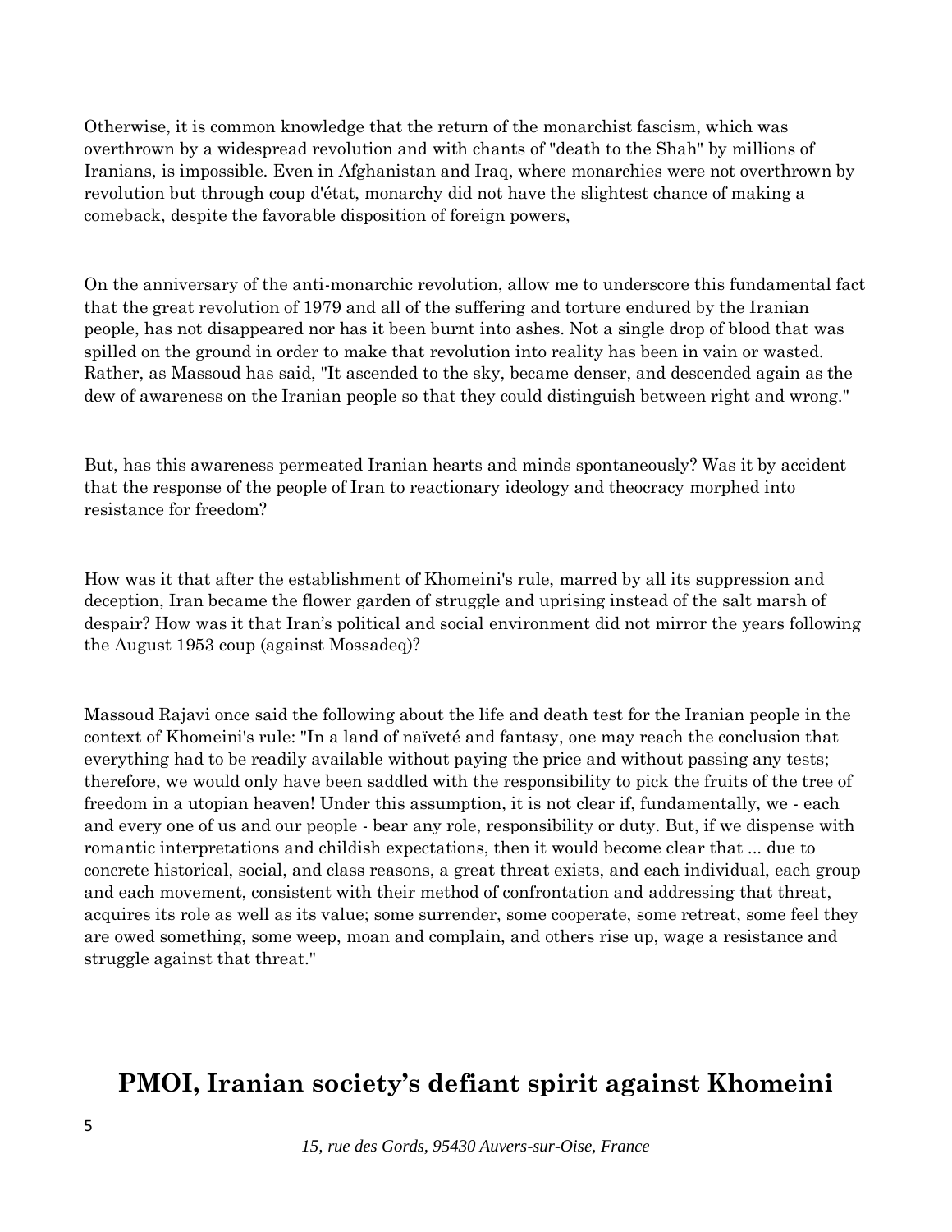Otherwise, it is common knowledge that the return of the monarchist fascism, which was overthrown by a widespread revolution and with chants of "death to the Shah" by millions of Iranians, is impossible. Even in Afghanistan and Iraq, where monarchies were not overthrown by revolution but through coup d'état, monarchy did not have the slightest chance of making a comeback, despite the favorable disposition of foreign powers,

On the anniversary of the anti-monarchic revolution, allow me to underscore this fundamental fact that the great revolution of 1979 and all of the suffering and torture endured by the Iranian people, has not disappeared nor has it been burnt into ashes. Not a single drop of blood that was spilled on the ground in order to make that revolution into reality has been in vain or wasted. Rather, as Massoud has said, "It ascended to the sky, became denser, and descended again as the dew of awareness on the Iranian people so that they could distinguish between right and wrong."

But, has this awareness permeated Iranian hearts and minds spontaneously? Was it by accident that the response of the people of Iran to reactionary ideology and theocracy morphed into resistance for freedom?

How was it that after the establishment of Khomeini's rule, marred by all its suppression and deception, Iran became the flower garden of struggle and uprising instead of the salt marsh of despair? How was it that Iran's political and social environment did not mirror the years following the August 1953 coup (against Mossadeq)?

Massoud Rajavi once said the following about the life and death test for the Iranian people in the context of Khomeini's rule: "In a land of naïveté and fantasy, one may reach the conclusion that everything had to be readily available without paying the price and without passing any tests; therefore, we would only have been saddled with the responsibility to pick the fruits of the tree of freedom in a utopian heaven! Under this assumption, it is not clear if, fundamentally, we - each and every one of us and our people - bear any role, responsibility or duty. But, if we dispense with romantic interpretations and childish expectations, then it would become clear that ... due to concrete historical, social, and class reasons, a great threat exists, and each individual, each group and each movement, consistent with their method of confrontation and addressing that threat, acquires its role as well as its value; some surrender, some cooperate, some retreat, some feel they are owed something, some weep, moan and complain, and others rise up, wage a resistance and struggle against that threat."

## PMOI, Iranian society's defiant spirit against Khomeini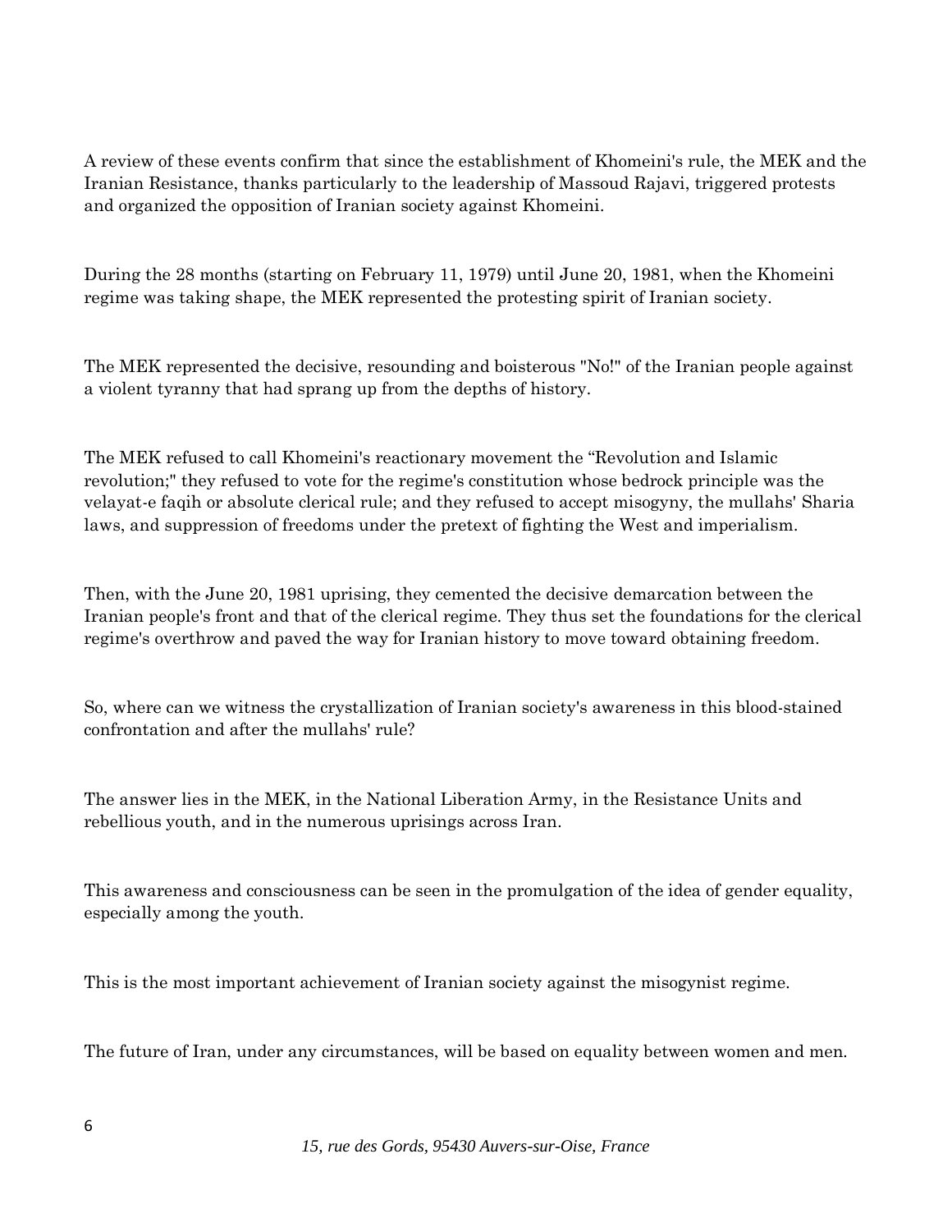A review of these events confirm that since the establishment of Khomeini's rule, the MEK and the Iranian Resistance, thanks particularly to the leadership of Massoud Rajavi, triggered protests and organized the opposition of Iranian society against Khomeini.

During the 28 months (starting on February 11, 1979) until June 20, 1981, when the Khomeini regime was taking shape, the MEK represented the protesting spirit of Iranian society.

The MEK represented the decisive, resounding and boisterous "No!" of the Iranian people against a violent tyranny that had sprang up from the depths of history.

The MEK refused to call Khomeini's reactionary movement the "Revolution and Islamic revolution;" they refused to vote for the regime's constitution whose bedrock principle was the velayat-e faqih or absolute clerical rule; and they refused to accept misogyny, the mullahs' Sharia laws, and suppression of freedoms under the pretext of fighting the West and imperialism.

Then, with the June 20, 1981 uprising, they cemented the decisive demarcation between the Iranian people's front and that of the clerical regime. They thus set the foundations for the clerical regime's overthrow and paved the way for Iranian history to move toward obtaining freedom.

So, where can we witness the crystallization of Iranian society's awareness in this blood-stained confrontation and after the mullahs' rule?

The answer lies in the MEK, in the National Liberation Army, in the Resistance Units and rebellious youth, and in the numerous uprisings across Iran.

This awareness and consciousness can be seen in the promulgation of the idea of gender equality, especially among the youth.

This is the most important achievement of Iranian society against the misogynist regime.

The future of Iran, under any circumstances, will be based on equality between women and men.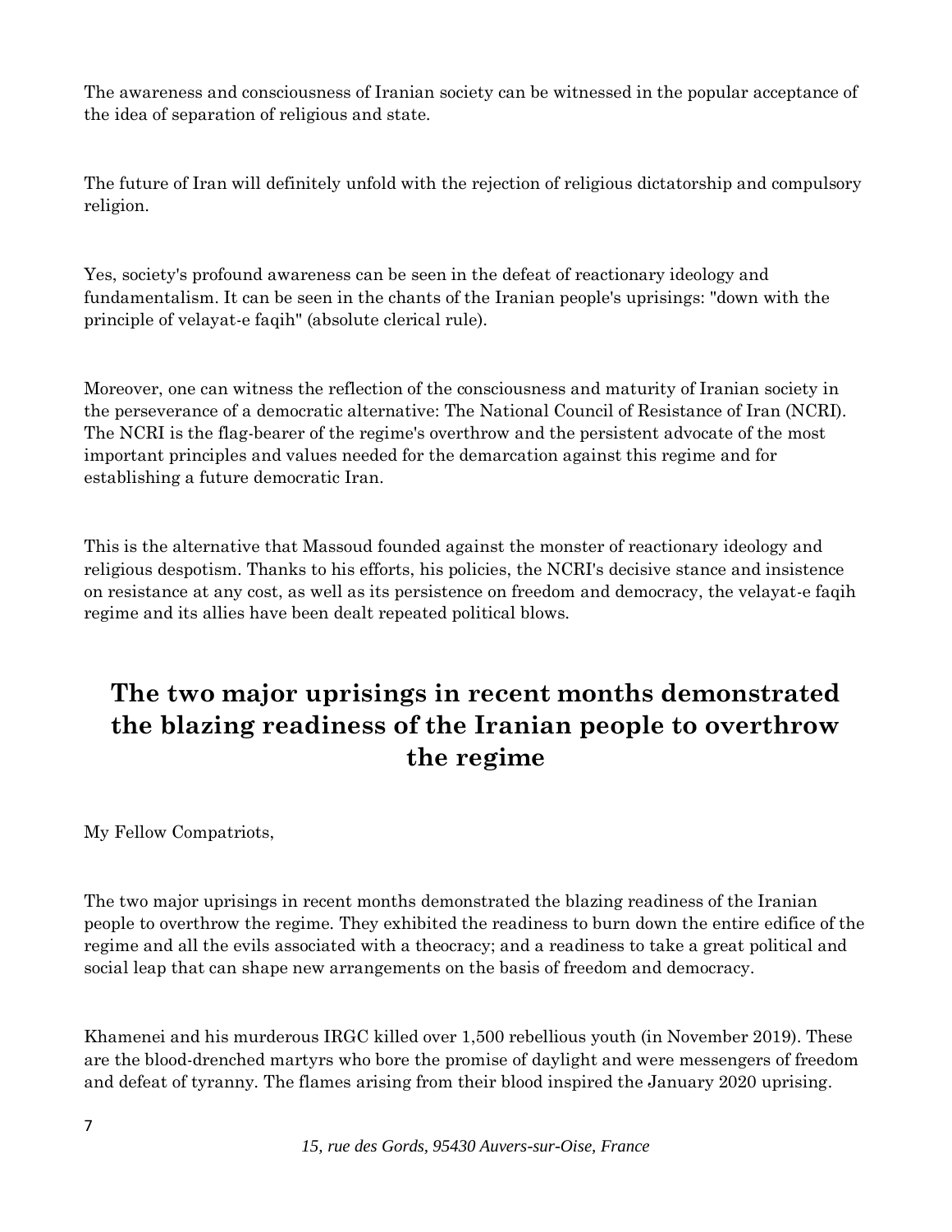The awareness and consciousness of Iranian society can be witnessed in the popular acceptance of the idea of separation of religious and state.

The future of Iran will definitely unfold with the rejection of religious dictatorship and compulsory religion.

Yes, society's profound awareness can be seen in the defeat of reactionary ideology and fundamentalism. It can be seen in the chants of the Iranian people's uprisings: "down with the principle of velayat-e faqih" (absolute clerical rule).

Moreover, one can witness the reflection of the consciousness and maturity of Iranian society in the perseverance of a democratic alternative: The National Council of Resistance of Iran (NCRI). The NCRI is the flag-bearer of the regime's overthrow and the persistent advocate of the most important principles and values needed for the demarcation against this regime and for establishing a future democratic Iran.

This is the alternative that Massoud founded against the monster of reactionary ideology and religious despotism. Thanks to his efforts, his policies, the NCRI's decisive stance and insistence on resistance at any cost, as well as its persistence on freedom and democracy, the velayat-e faqih regime and its allies have been dealt repeated political blows.

## The two major uprisings in recent months demonstrated the blazing readiness of the Iranian people to overthrow the regime

My Fellow Compatriots,

The two major uprisings in recent months demonstrated the blazing readiness of the Iranian people to overthrow the regime. They exhibited the readiness to burn down the entire edifice of the regime and all the evils associated with a theocracy; and a readiness to take a great political and social leap that can shape new arrangements on the basis of freedom and democracy.

Khamenei and his murderous IRGC killed over 1,500 rebellious youth (in November 2019). These are the blood-drenched martyrs who bore the promise of daylight and were messengers of freedom and defeat of tyranny. The flames arising from their blood inspired the January 2020 uprising.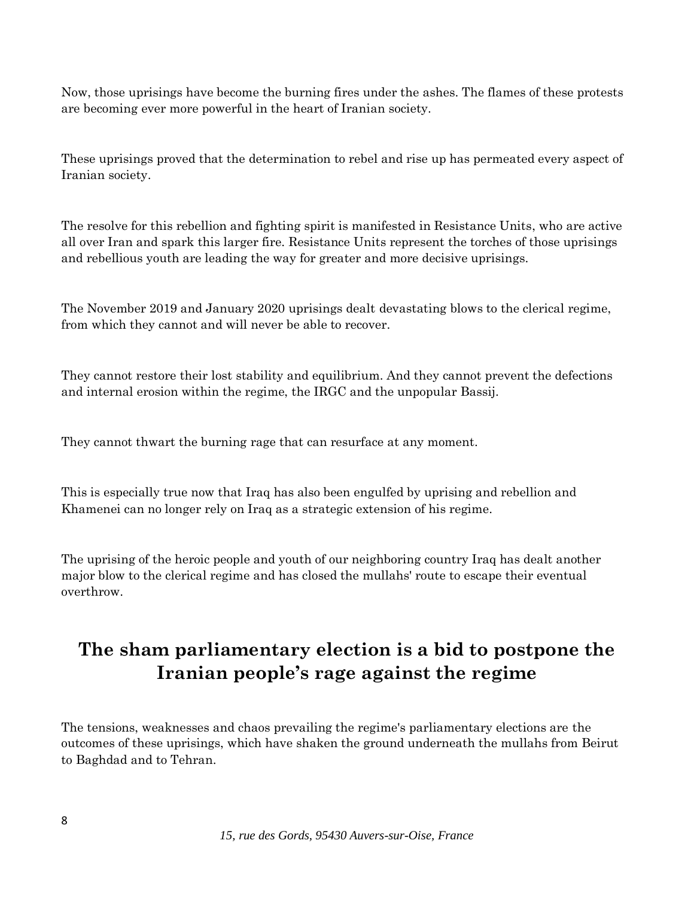Now, those uprisings have become the burning fires under the ashes. The flames of these protests are becoming ever more powerful in the heart of Iranian society.

These uprisings proved that the determination to rebel and rise up has permeated every aspect of Iranian society.

The resolve for this rebellion and fighting spirit is manifested in Resistance Units, who are active all over Iran and spark this larger fire. Resistance Units represent the torches of those uprisings and rebellious youth are leading the way for greater and more decisive uprisings.

The November 2019 and January 2020 uprisings dealt devastating blows to the clerical regime, from which they cannot and will never be able to recover.

They cannot restore their lost stability and equilibrium. And they cannot prevent the defections and internal erosion within the regime, the IRGC and the unpopular Bassij.

They cannot thwart the burning rage that can resurface at any moment.

This is especially true now that Iraq has also been engulfed by uprising and rebellion and Khamenei can no longer rely on Iraq as a strategic extension of his regime.

The uprising of the heroic people and youth of our neighboring country Iraq has dealt another major blow to the clerical regime and has closed the mullahs' route to escape their eventual overthrow.

## The sham parliamentary election is a bid to postpone the Iranian people's rage against the regime

The tensions, weaknesses and chaos prevailing the regime's parliamentary elections are the outcomes of these uprisings, which have shaken the ground underneath the mullahs from Beirut to Baghdad and to Tehran.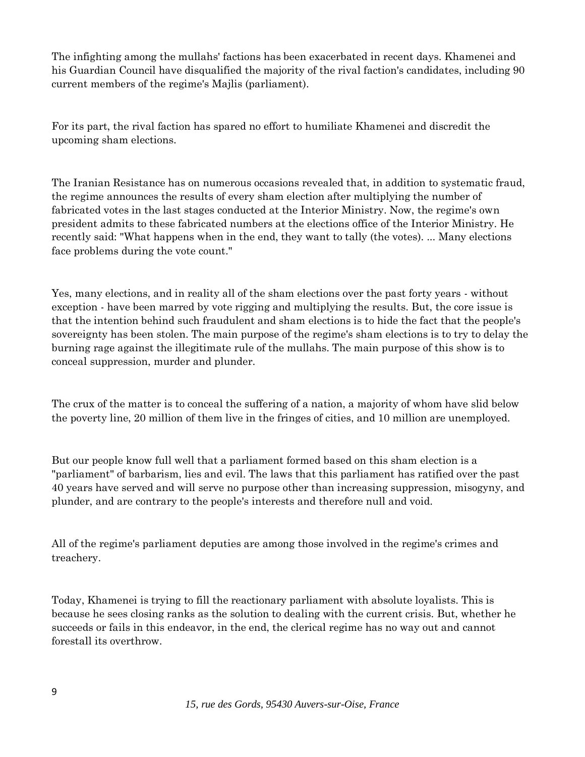The infighting among the mullahs' factions has been exacerbated in recent days. Khamenei and his Guardian Council have disqualified the majority of the rival faction's candidates, including 90 current members of the regime's Majlis (parliament).

For its part, the rival faction has spared no effort to humiliate Khamenei and discredit the upcoming sham elections.

The Iranian Resistance has on numerous occasions revealed that, in addition to systematic fraud, the regime announces the results of every sham election after multiplying the number of fabricated votes in the last stages conducted at the Interior Ministry. Now, the regime's own president admits to these fabricated numbers at the elections office of the Interior Ministry. He recently said: "What happens when in the end, they want to tally (the votes). ... Many elections face problems during the vote count."

Yes, many elections, and in reality all of the sham elections over the past forty years - without exception - have been marred by vote rigging and multiplying the results. But, the core issue is that the intention behind such fraudulent and sham elections is to hide the fact that the people's sovereignty has been stolen. The main purpose of the regime's sham elections is to try to delay the burning rage against the illegitimate rule of the mullahs. The main purpose of this show is to conceal suppression, murder and plunder.

The crux of the matter is to conceal the suffering of a nation, a majority of whom have slid below the poverty line, 20 million of them live in the fringes of cities, and 10 million are unemployed.

But our people know full well that a parliament formed based on this sham election is a "parliament" of barbarism, lies and evil. The laws that this parliament has ratified over the past 40 years have served and will serve no purpose other than increasing suppression, misogyny, and plunder, and are contrary to the people's interests and therefore null and void.

All of the regime's parliament deputies are among those involved in the regime's crimes and treachery.

Today, Khamenei is trying to fill the reactionary parliament with absolute loyalists. This is because he sees closing ranks as the solution to dealing with the current crisis. But, whether he succeeds or fails in this endeavor, in the end, the clerical regime has no way out and cannot forestall its overthrow.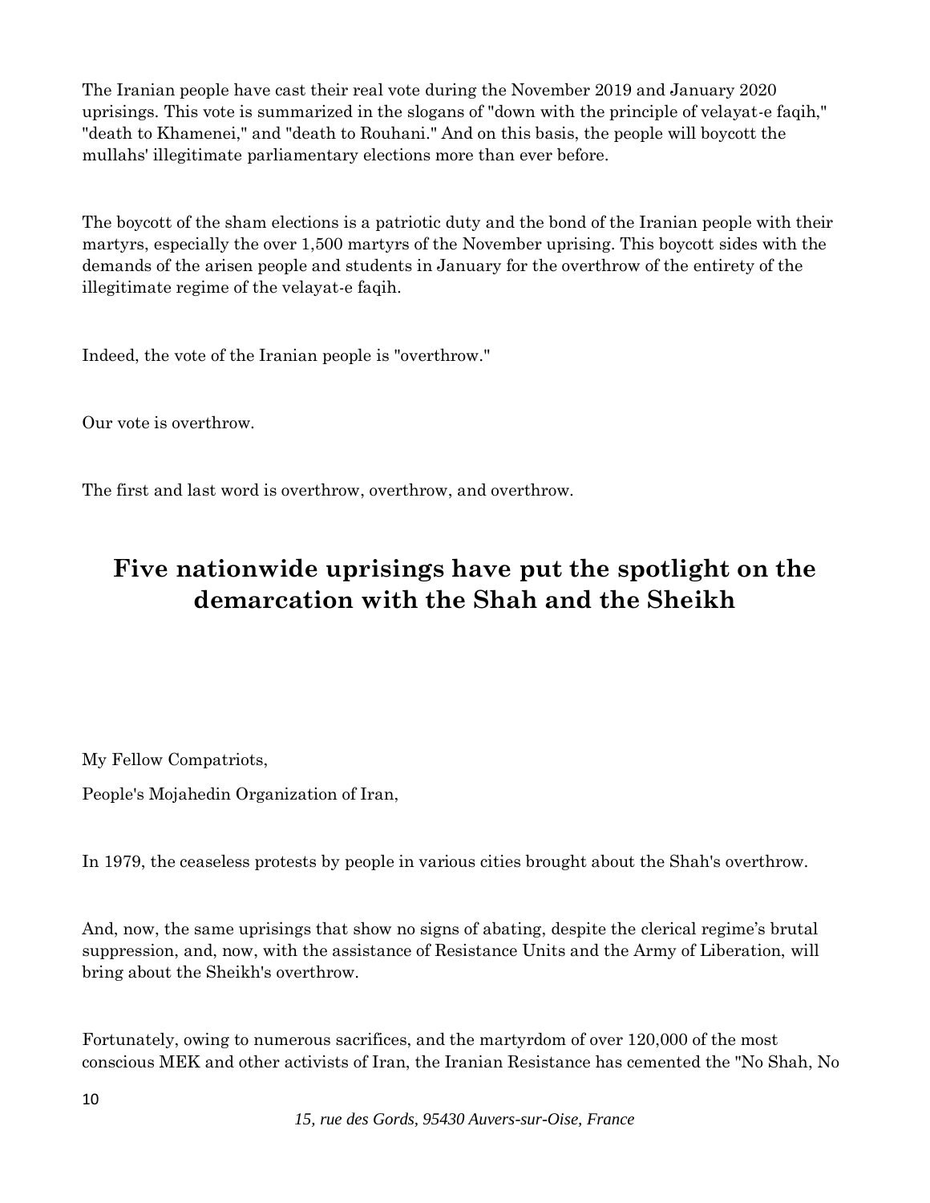The Iranian people have cast their real vote during the November 2019 and January 2020 uprisings. This vote is summarized in the slogans of "down with the principle of velayat-e faqih," "death to Khamenei," and "death to Rouhani." And on this basis, the people will boycott the mullahs' illegitimate parliamentary elections more than ever before.

The boycott of the sham elections is a patriotic duty and the bond of the Iranian people with their martyrs, especially the over 1,500 martyrs of the November uprising. This boycott sides with the demands of the arisen people and students in January for the overthrow of the entirety of the illegitimate regime of the velayat-e faqih.

Indeed, the vote of the Iranian people is "overthrow."

Our vote is overthrow.

The first and last word is overthrow, overthrow, and overthrow.

## Five nationwide uprisings have put the spotlight on the demarcation with the Shah and the Sheikh

My Fellow Compatriots,

People's Mojahedin Organization of Iran,

In 1979, the ceaseless protests by people in various cities brought about the Shah's overthrow.

And, now, the same uprisings that show no signs of abating, despite the clerical regime's brutal suppression, and, now, with the assistance of Resistance Units and the Army of Liberation, will bring about the Sheikh's overthrow.

Fortunately, owing to numerous sacrifices, and the martyrdom of over 120,000 of the most conscious MEK and other activists of Iran, the Iranian Resistance has cemented the "No Shah, No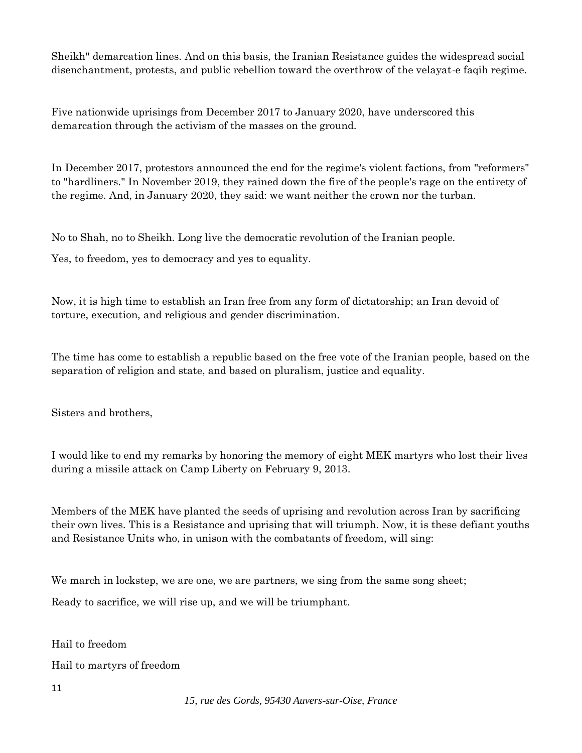Sheikh" demarcation lines. And on this basis, the Iranian Resistance guides the widespread social disenchantment, protests, and public rebellion toward the overthrow of the velayat-e faqih regime.

Five nationwide uprisings from December 2017 to January 2020, have underscored this demarcation through the activism of the masses on the ground.

In December 2017, protestors announced the end for the regime's violent factions, from "reformers" to "hardliners." In November 2019, they rained down the fire of the people's rage on the entirety of the regime. And, in January 2020, they said: we want neither the crown nor the turban.

No to Shah, no to Sheikh. Long live the democratic revolution of the Iranian people.

Yes, to freedom, yes to democracy and yes to equality.

Now, it is high time to establish an Iran free from any form of dictatorship; an Iran devoid of torture, execution, and religious and gender discrimination.

The time has come to establish a republic based on the free vote of the Iranian people, based on the separation of religion and state, and based on pluralism, justice and equality.

Sisters and brothers,

I would like to end my remarks by honoring the memory of eight MEK martyrs who lost their lives during a missile attack on Camp Liberty on February 9, 2013.

Members of the MEK have planted the seeds of uprising and revolution across Iran by sacrificing their own lives. This is a Resistance and uprising that will triumph. Now, it is these defiant youths and Resistance Units who, in unison with the combatants of freedom, will sing:

We march in lockstep, we are one, we are partners, we sing from the same song sheet;

Ready to sacrifice, we will rise up, and we will be triumphant.

Hail to freedom

Hail to martyrs of freedom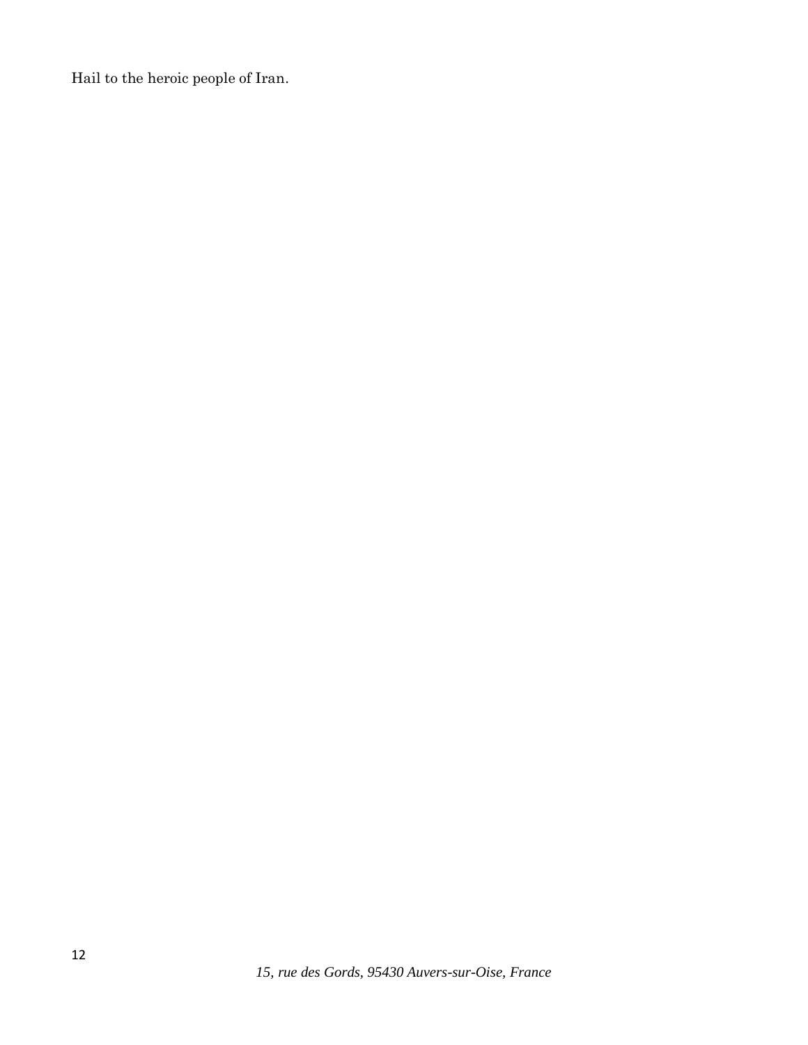Hail to the heroic people of Iran.